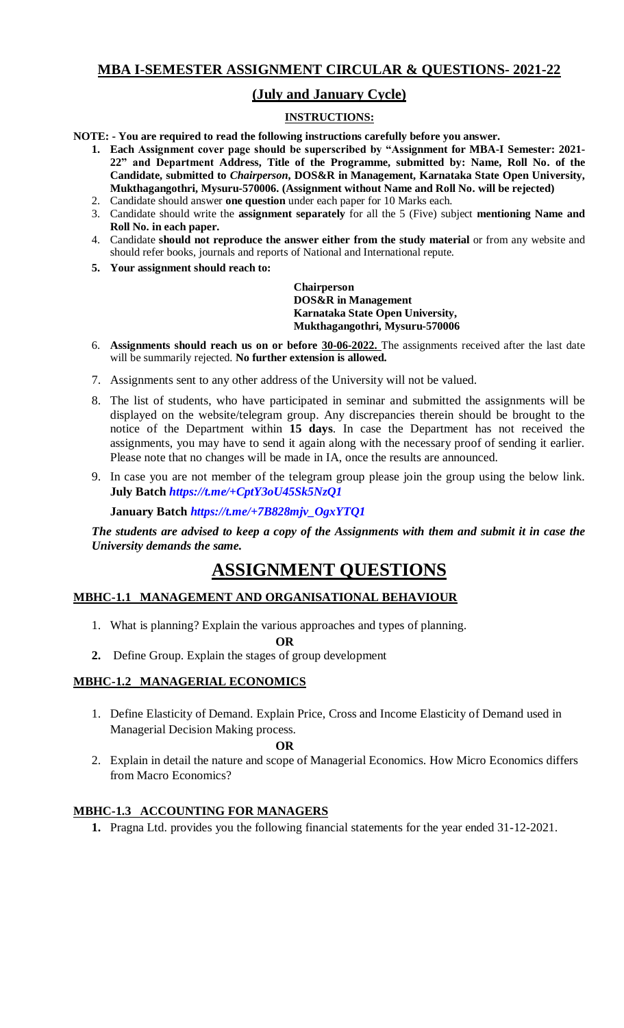# MBA I-SEMESTER ASSIGNMENT CIRCULAR & QUESTIONS- 2021-22

## (July and January Cycle)

### INSTRUCTIONS:

**NOTE: - You are required to read the following instructions carefully before you answer.**

1. **Each Assignment cover page should be superscribed by "Assignment for MBA-I Semester: 2021-22" and Department Address, Title of the Programme, submitted by: Name, Roll No. of the Candidate, submitted to *Chairperson*, DOS&R in Management, Karnataka State Open University, Mukthagangothri, Mysuru-570006. (Assignment without Name and Roll No. will be rejected)**
2. Candidate should answer **one question** under each paper for 10 Marks each.
3. Candidate should write the **assignment separately** for all the 5 (Five) subject **mentioning Name and Roll No. in each paper.**
4. Candidate **should not reproduce the answer either from the study material** or from any website and should refer books, journals and reports of National and International repute.
5. **Your assignment should reach to:**

   **Chairperson**
   **DOS&R in Management**
   **Karnataka State Open University,**
   **Mukthagangothri, Mysuru-570006**

6. **Assignments should reach us on or before 30-06-2022.** The assignments received after the last date will be summarily rejected. **No further extension is allowed.**
7. Assignments sent to any other address of the University will not be valued.
8. The list of students, who have participated in seminar and submitted the assignments will be displayed on the website/telegram group. Any discrepancies therein should be brought to the notice of the Department within **15 days**. In case the Department has not received the assignments, you may have to send it again along with the necessary proof of sending it earlier. Please note that no changes will be made in IA, once the results are announced.
9. In case you are not member of the telegram group please join the group using the below link. **July Batch** ***https://t.me/+CptY3oU45Sk5NzQ1***

   **January Batch** ***https://t.me/+7B828mjv_OgxYTQ1***

***The students are advised to keep a copy of the Assignments with them and submit it in case the University demands the same.***

# ASSIGNMENT QUESTIONS

### MBHC-1.1 MANAGEMENT AND ORGANISATIONAL BEHAVIOUR

1. What is planning? Explain the various approaches and types of planning.

**OR**

2. Define Group. Explain the stages of group development

### MBHC-1.2 MANAGERIAL ECONOMICS

1. Define Elasticity of Demand. Explain Price, Cross and Income Elasticity of Demand used in Managerial Decision Making process.

**OR**

2. Explain in detail the nature and scope of Managerial Economics. How Micro Economics differs from Macro Economics?

### MBHC-1.3 ACCOUNTING FOR MANAGERS

1. Pragna Ltd. provides you the following financial statements for the year ended 31-12-2021.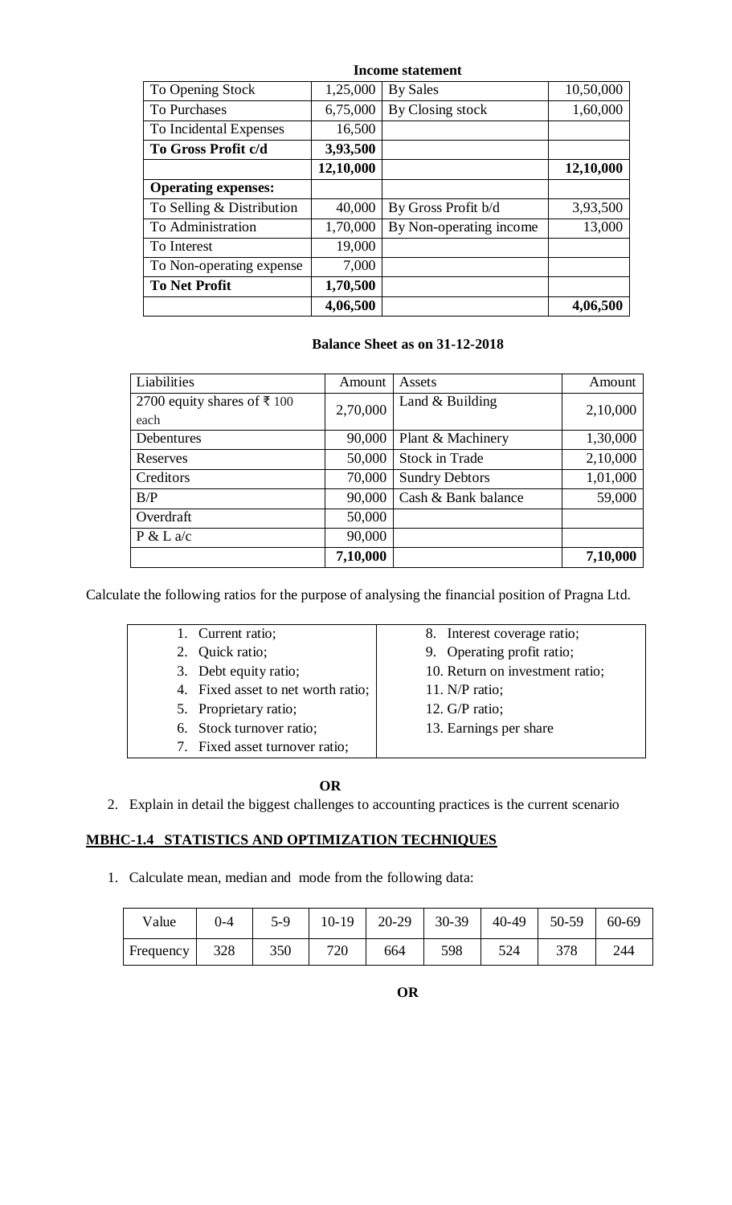**Income statement**

| | | | |
|---|---|---|---|
| To Opening Stock | 1,25,000 | By Sales | 10,50,000 |
| To Purchases | 6,75,000 | By Closing stock | 1,60,000 |
| To Incidental Expenses | 16,500 | | |
| **To Gross Profit c/d** | **3,93,500** | | |
| | **12,10,000** | | **12,10,000** |
| **Operating expenses:** | | | |
| To Selling & Distribution | 40,000 | By Gross Profit b/d | 3,93,500 |
| To Administration | 1,70,000 | By Non-operating income | 13,000 |
| To Interest | 19,000 | | |
| To Non-operating expense | 7,000 | | |
| **To Net Profit** | **1,70,500** | | |
| | **4,06,500** | | **4,06,500** |

**Balance Sheet as on 31-12-2018**

| Liabilities | Amount | Assets | Amount |
|---|---|---|---|
| 2700 equity shares of ₹ 100 each | 2,70,000 | Land & Building | 2,10,000 |
| Debentures | 90,000 | Plant & Machinery | 1,30,000 |
| Reserves | 50,000 | Stock in Trade | 2,10,000 |
| Creditors | 70,000 | Sundry Debtors | 1,01,000 |
| B/P | 90,000 | Cash & Bank balance | 59,000 |
| Overdraft | 50,000 | | |
| P & L a/c | 90,000 | | |
| | **7,10,000** | | **7,10,000** |

Calculate the following ratios for the purpose of analysing the financial position of Pragna Ltd.

1. Current ratio;
2. Quick ratio;
3. Debt equity ratio;
4. Fixed asset to net worth ratio;
5. Proprietary ratio;
6. Stock turnover ratio;
7. Fixed asset turnover ratio;
8. Interest coverage ratio;
9. Operating profit ratio;
10. Return on investment ratio;
11. N/P ratio;
12. G/P ratio;
13. Earnings per share

**OR**

2. Explain in detail the biggest challenges to accounting practices is the current scenario

## MBHC-1.4 STATISTICS AND OPTIMIZATION TECHNIQUES

1. Calculate mean, median and mode from the following data:

| Value | 0-4 | 5-9 | 10-19 | 20-29 | 30-39 | 40-49 | 50-59 | 60-69 |
|---|---|---|---|---|---|---|---|---|
| Frequency | 328 | 350 | 720 | 664 | 598 | 524 | 378 | 244 |

**OR**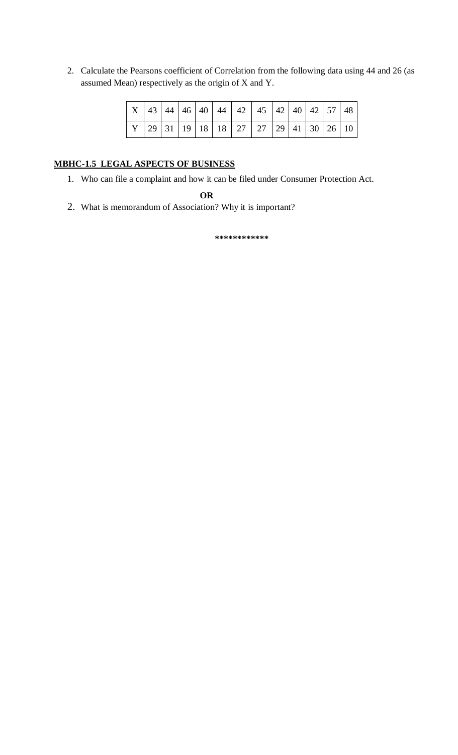2. Calculate the Pearsons coefficient of Correlation from the following data using 44 and 26 (as assumed Mean) respectively as the origin of X and Y.

| | | | | | | | | | | | | |
|---|---|---|---|---|---|---|---|---|---|---|---|---|
| X | 43 | 44 | 46 | 40 | 44 | 42 | 45 | 42 | 40 | 42 | 57 | 48 |
| Y | 29 | 31 | 19 | 18 | 18 | 27 | 27 | 29 | 41 | 30 | 26 | 10 |

## MBHC-1.5 LEGAL ASPECTS OF BUSINESS

1. Who can file a complaint and how it can be filed under Consumer Protection Act.

**OR**

2. What is memorandum of Association? Why it is important?

************